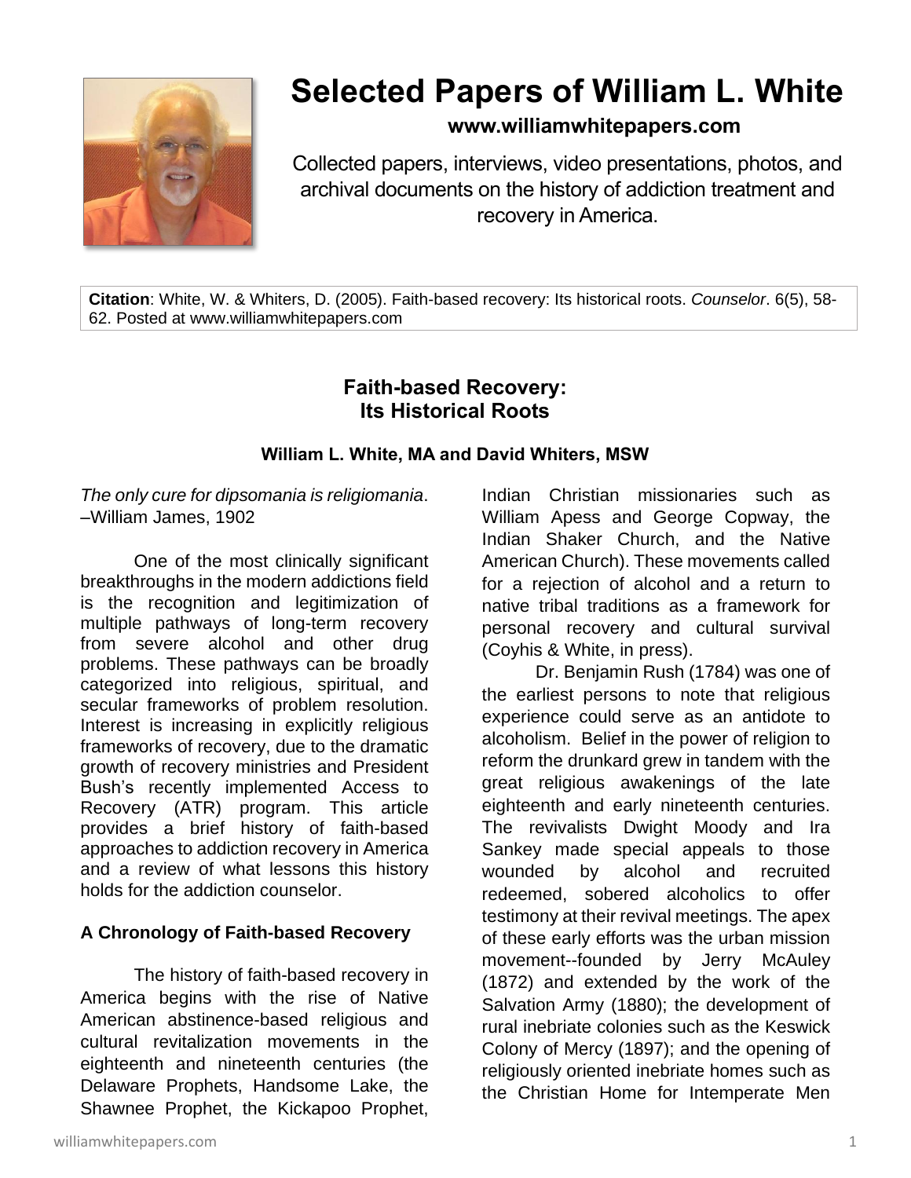# Selected Papers of William L. White

**www.williamwhitepapers.com**

Collected papers, interviews, video presentations, photos, and archival documents on the history of addiction treatment and recovery in America.

**Citation**: White, W. & Whiters, D. (2005). Faith-based recovery: Its historical roots. *Counselor*. 6(5), 58-62. Posted at www.williamwhitepapers.com

## Faith-based Recovery: Its Historical Roots

**William L. White, MA and David Whiters, MSW**

*The only cure for dipsomania is religiomania*. –William James, 1902

One of the most clinically significant breakthroughs in the modern addictions field is the recognition and legitimization of multiple pathways of long-term recovery from severe alcohol and other drug problems. These pathways can be broadly categorized into religious, spiritual, and secular frameworks of problem resolution. Interest is increasing in explicitly religious frameworks of recovery, due to the dramatic growth of recovery ministries and President Bush's recently implemented Access to Recovery (ATR) program. This article provides a brief history of faith-based approaches to addiction recovery in America and a review of what lessons this history holds for the addiction counselor.

### A Chronology of Faith-based Recovery

The history of faith-based recovery in America begins with the rise of Native American abstinence-based religious and cultural revitalization movements in the eighteenth and nineteenth centuries (the Delaware Prophets, Handsome Lake, the Shawnee Prophet, the Kickapoo Prophet, Indian Christian missionaries such as William Apess and George Copway, the Indian Shaker Church, and the Native American Church). These movements called for a rejection of alcohol and a return to native tribal traditions as a framework for personal recovery and cultural survival (Coyhis & White, in press).

Dr. Benjamin Rush (1784) was one of the earliest persons to note that religious experience could serve as an antidote to alcoholism. Belief in the power of religion to reform the drunkard grew in tandem with the great religious awakenings of the late eighteenth and early nineteenth centuries. The revivalists Dwight Moody and Ira Sankey made special appeals to those wounded by alcohol and recruited redeemed, sobered alcoholics to offer testimony at their revival meetings. The apex of these early efforts was the urban mission movement--founded by Jerry McAuley (1872) and extended by the work of the Salvation Army (1880); the development of rural inebriate colonies such as the Keswick Colony of Mercy (1897); and the opening of religiously oriented inebriate homes such as the Christian Home for Intemperate Men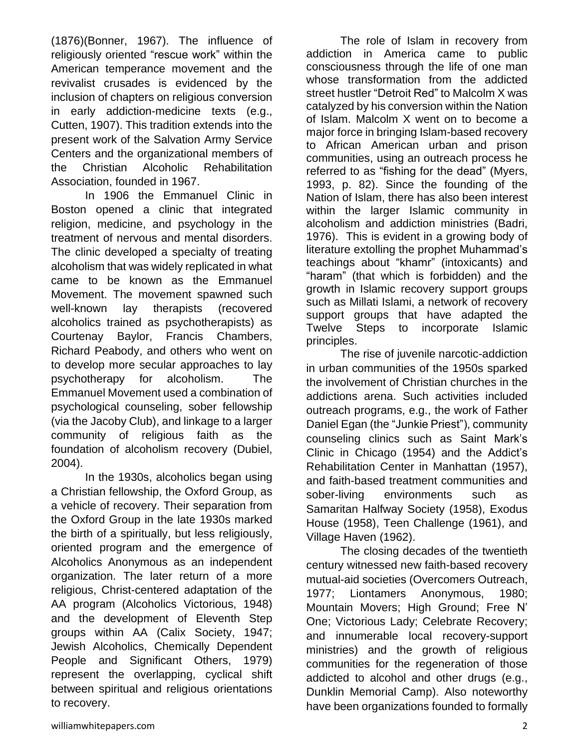(1876)(Bonner, 1967). The influence of religiously oriented "rescue work" within the American temperance movement and the revivalist crusades is evidenced by the inclusion of chapters on religious conversion in early addiction-medicine texts (e.g., Cutten, 1907). This tradition extends into the present work of the Salvation Army Service Centers and the organizational members of the Christian Alcoholic Rehabilitation Association, founded in 1967.

In 1906 the Emmanuel Clinic in Boston opened a clinic that integrated religion, medicine, and psychology in the treatment of nervous and mental disorders. The clinic developed a specialty of treating alcoholism that was widely replicated in what came to be known as the Emmanuel Movement. The movement spawned such well-known lay therapists (recovered alcoholics trained as psychotherapists) as Courtenay Baylor, Francis Chambers, Richard Peabody, and others who went on to develop more secular approaches to lay psychotherapy for alcoholism. The Emmanuel Movement used a combination of psychological counseling, sober fellowship (via the Jacoby Club), and linkage to a larger community of religious faith as the foundation of alcoholism recovery (Dubiel, 2004).

In the 1930s, alcoholics began using a Christian fellowship, the Oxford Group, as a vehicle of recovery. Their separation from the Oxford Group in the late 1930s marked the birth of a spiritually, but less religiously, oriented program and the emergence of Alcoholics Anonymous as an independent organization. The later return of a more religious, Christ-centered adaptation of the AA program (Alcoholics Victorious, 1948) and the development of Eleventh Step groups within AA (Calix Society, 1947; Jewish Alcoholics, Chemically Dependent People and Significant Others, 1979) represent the overlapping, cyclical shift between spiritual and religious orientations to recovery.

The role of Islam in recovery from addiction in America came to public consciousness through the life of one man whose transformation from the addicted street hustler "Detroit Red" to Malcolm X was catalyzed by his conversion within the Nation of Islam. Malcolm X went on to become a major force in bringing Islam-based recovery to African American urban and prison communities, using an outreach process he referred to as "fishing for the dead" (Myers, 1993, p. 82). Since the founding of the Nation of Islam, there has also been interest within the larger Islamic community in alcoholism and addiction ministries (Badri, 1976). This is evident in a growing body of literature extolling the prophet Muhammad's teachings about "khamr" (intoxicants) and "haram" (that which is forbidden) and the growth in Islamic recovery support groups such as Millati Islami, a network of recovery support groups that have adapted the Twelve Steps to incorporate Islamic principles.

The rise of juvenile narcotic-addiction in urban communities of the 1950s sparked the involvement of Christian churches in the addictions arena. Such activities included outreach programs, e.g., the work of Father Daniel Egan (the "Junkie Priest"), community counseling clinics such as Saint Mark's Clinic in Chicago (1954) and the Addict's Rehabilitation Center in Manhattan (1957), and faith-based treatment communities and sober-living environments such as Samaritan Halfway Society (1958), Exodus House (1958), Teen Challenge (1961), and Village Haven (1962).

The closing decades of the twentieth century witnessed new faith-based recovery mutual-aid societies (Overcomers Outreach, 1977; Liontamers Anonymous, 1980; Mountain Movers; High Ground; Free N' One; Victorious Lady; Celebrate Recovery; and innumerable local recovery-support ministries) and the growth of religious communities for the regeneration of those addicted to alcohol and other drugs (e.g., Dunklin Memorial Camp). Also noteworthy have been organizations founded to formally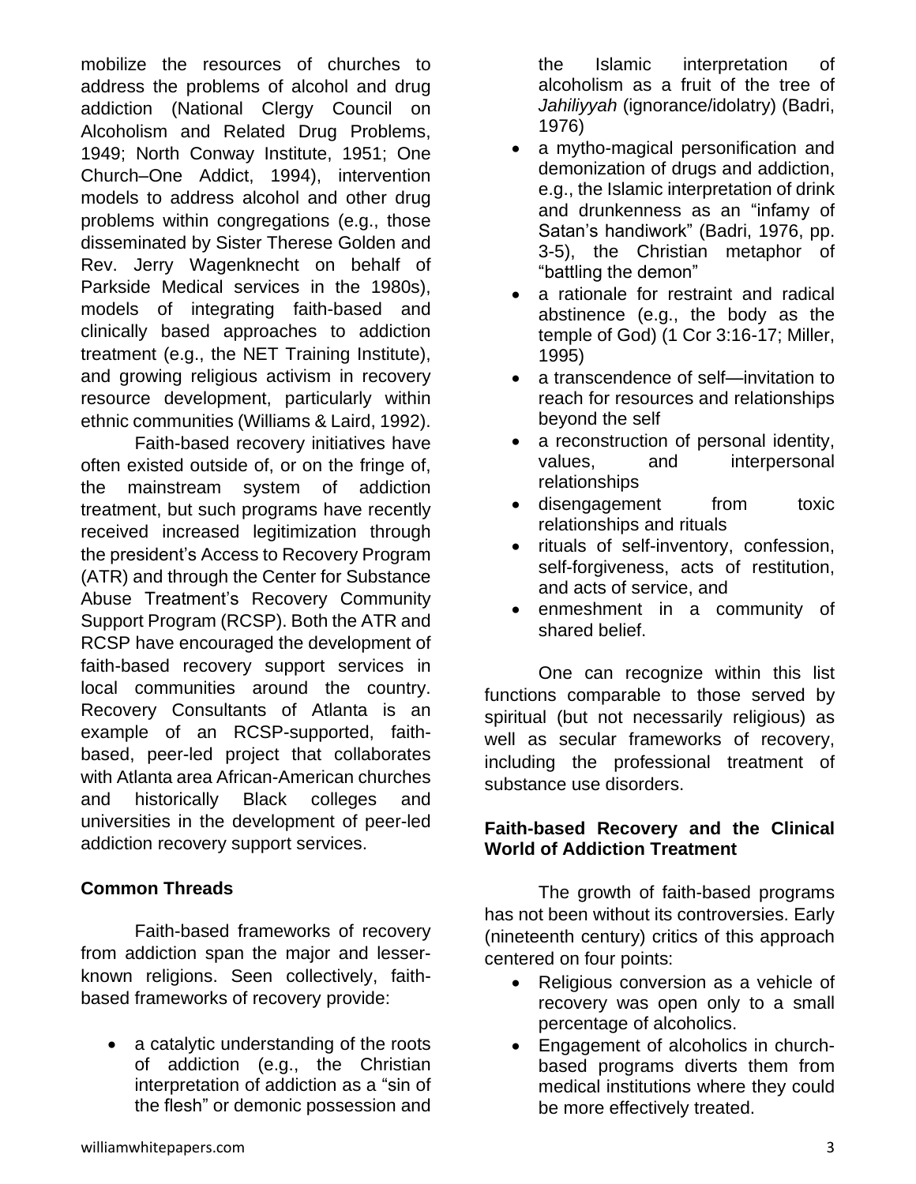mobilize the resources of churches to address the problems of alcohol and drug addiction (National Clergy Council on Alcoholism and Related Drug Problems, 1949; North Conway Institute, 1951; One Church–One Addict, 1994), intervention models to address alcohol and other drug problems within congregations (e.g., those disseminated by Sister Therese Golden and Rev. Jerry Wagenknecht on behalf of Parkside Medical services in the 1980s), models of integrating faith-based and clinically based approaches to addiction treatment (e.g., the NET Training Institute), and growing religious activism in recovery resource development, particularly within ethnic communities (Williams & Laird, 1992).

Faith-based recovery initiatives have often existed outside of, or on the fringe of, the mainstream system of addiction treatment, but such programs have recently received increased legitimization through the president's Access to Recovery Program (ATR) and through the Center for Substance Abuse Treatment's Recovery Community Support Program (RCSP). Both the ATR and RCSP have encouraged the development of faith-based recovery support services in local communities around the country. Recovery Consultants of Atlanta is an example of an RCSP-supported, faith-based, peer-led project that collaborates with Atlanta area African-American churches and historically Black colleges and universities in the development of peer-led addiction recovery support services.

**Common Threads**

Faith-based frameworks of recovery from addiction span the major and lesser-known religions. Seen collectively, faith-based frameworks of recovery provide:

- a catalytic understanding of the roots of addiction (e.g., the Christian interpretation of addiction as a "sin of the flesh" or demonic possession and the Islamic interpretation of alcoholism as a fruit of the tree of *Jahiliyyah* (ignorance/idolatry) (Badri, 1976)
- a mytho-magical personification and demonization of drugs and addiction, e.g., the Islamic interpretation of drink and drunkenness as an "infamy of Satan's handiwork" (Badri, 1976, pp. 3-5), the Christian metaphor of "battling the demon"
- a rationale for restraint and radical abstinence (e.g., the body as the temple of God) (1 Cor 3:16-17; Miller, 1995)
- a transcendence of self—invitation to reach for resources and relationships beyond the self
- a reconstruction of personal identity, values, and interpersonal relationships
- disengagement from toxic relationships and rituals
- rituals of self-inventory, confession, self-forgiveness, acts of restitution, and acts of service, and
- enmeshment in a community of shared belief.

One can recognize within this list functions comparable to those served by spiritual (but not necessarily religious) as well as secular frameworks of recovery, including the professional treatment of substance use disorders.

**Faith-based Recovery and the Clinical World of Addiction Treatment**

The growth of faith-based programs has not been without its controversies. Early (nineteenth century) critics of this approach centered on four points:

- Religious conversion as a vehicle of recovery was open only to a small percentage of alcoholics.
- Engagement of alcoholics in church-based programs diverts them from medical institutions where they could be more effectively treated.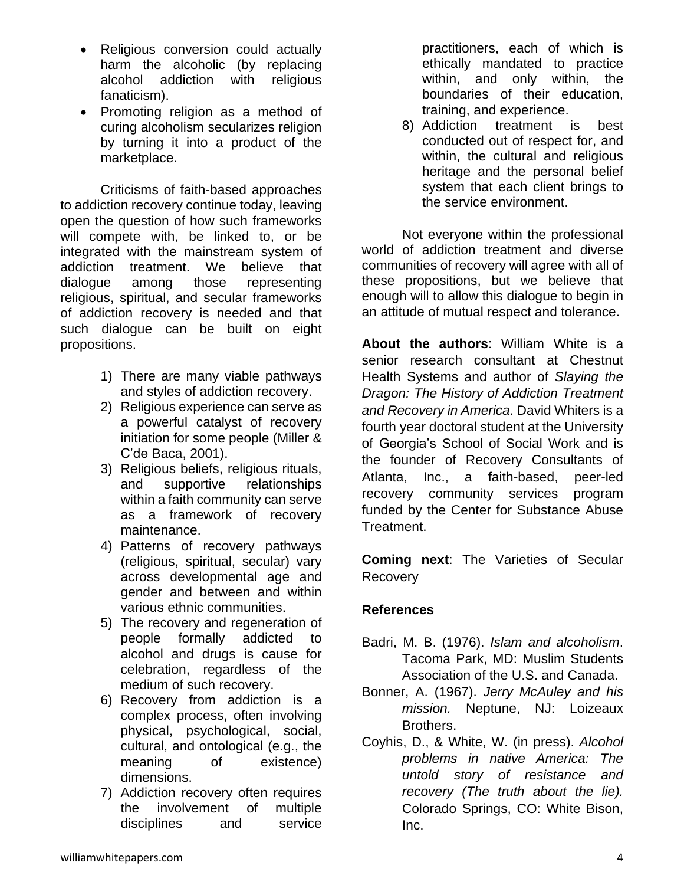- Religious conversion could actually harm the alcoholic (by replacing alcohol addiction with religious fanaticism).
- Promoting religion as a method of curing alcoholism secularizes religion by turning it into a product of the marketplace.

Criticisms of faith-based approaches to addiction recovery continue today, leaving open the question of how such frameworks will compete with, be linked to, or be integrated with the mainstream system of addiction treatment. We believe that dialogue among those representing religious, spiritual, and secular frameworks of addiction recovery is needed and that such dialogue can be built on eight propositions.

1) There are many viable pathways and styles of addiction recovery.
2) Religious experience can serve as a powerful catalyst of recovery initiation for some people (Miller & C'de Baca, 2001).
3) Religious beliefs, religious rituals, and supportive relationships within a faith community can serve as a framework of recovery maintenance.
4) Patterns of recovery pathways (religious, spiritual, secular) vary across developmental age and gender and between and within various ethnic communities.
5) The recovery and regeneration of people formally addicted to alcohol and drugs is cause for celebration, regardless of the medium of such recovery.
6) Recovery from addiction is a complex process, often involving physical, psychological, social, cultural, and ontological (e.g., the meaning of existence) dimensions.
7) Addiction recovery often requires the involvement of multiple disciplines and service practitioners, each of which is ethically mandated to practice within, and only within, the boundaries of their education, training, and experience.
8) Addiction treatment is best conducted out of respect for, and within, the cultural and religious heritage and the personal belief system that each client brings to the service environment.

Not everyone within the professional world of addiction treatment and diverse communities of recovery will agree with all of these propositions, but we believe that enough will to allow this dialogue to begin in an attitude of mutual respect and tolerance.

**About the authors**: William White is a senior research consultant at Chestnut Health Systems and author of *Slaying the Dragon: The History of Addiction Treatment and Recovery in America*. David Whiters is a fourth year doctoral student at the University of Georgia's School of Social Work and is the founder of Recovery Consultants of Atlanta, Inc., a faith-based, peer-led recovery community services program funded by the Center for Substance Abuse Treatment.

**Coming next**: The Varieties of Secular Recovery

## References

Badri, M. B. (1976). *Islam and alcoholism*. Tacoma Park, MD: Muslim Students Association of the U.S. and Canada.

Bonner, A. (1967). *Jerry McAuley and his mission.* Neptune, NJ: Loizeaux Brothers.

Coyhis, D., & White, W. (in press). *Alcohol problems in native America: The untold story of resistance and recovery (The truth about the lie).* Colorado Springs, CO: White Bison, Inc.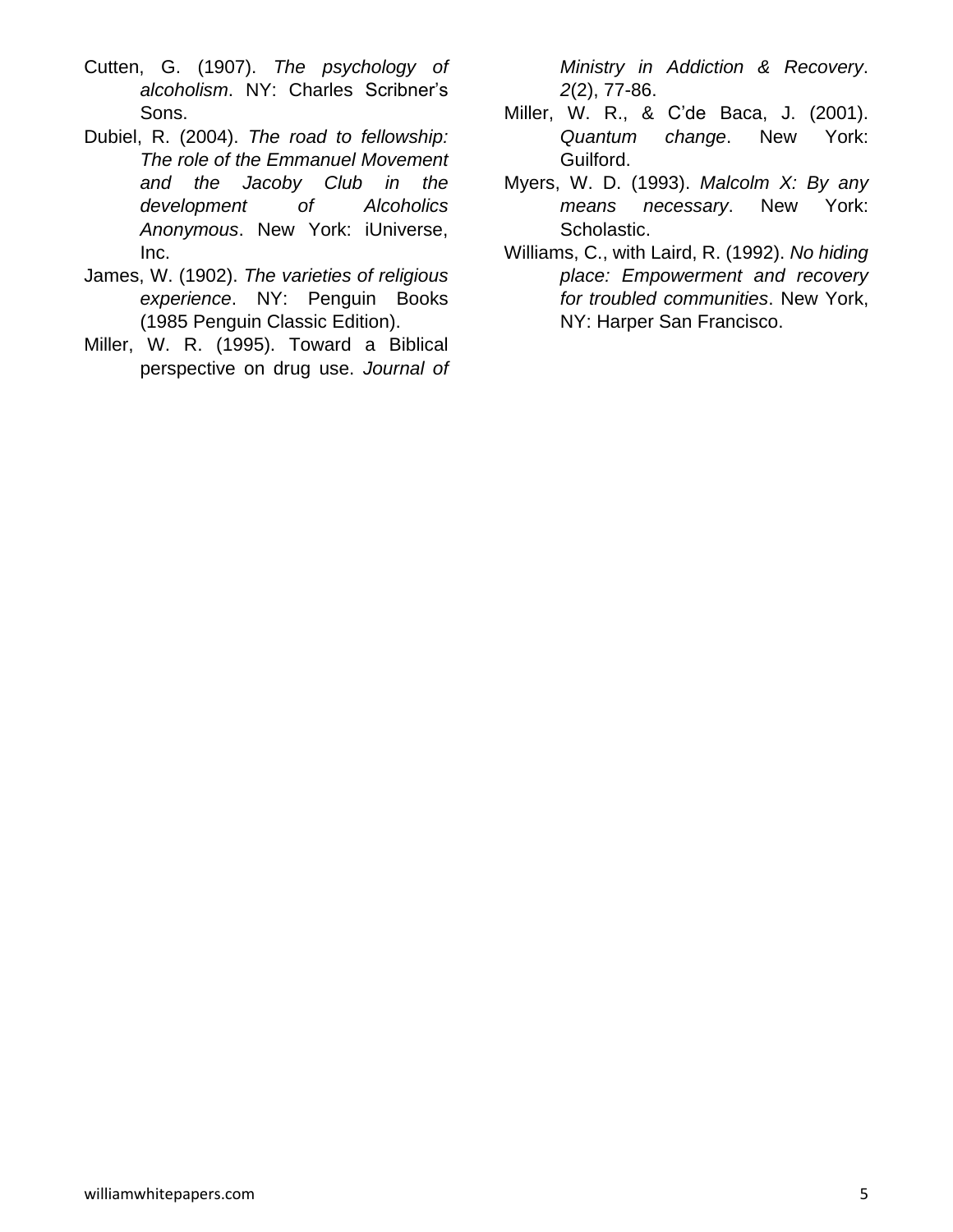Cutten, G. (1907). *The psychology of alcoholism*. NY: Charles Scribner's Sons.

Dubiel, R. (2004). *The road to fellowship: The role of the Emmanuel Movement and the Jacoby Club in the development of Alcoholics Anonymous*. New York: iUniverse, Inc.

James, W. (1902). *The varieties of religious experience*. NY: Penguin Books (1985 Penguin Classic Edition).

Miller, W. R. (1995). Toward a Biblical perspective on drug use. *Journal of Ministry in Addiction & Recovery*. *2*(2), 77-86.

Miller, W. R., & C'de Baca, J. (2001). *Quantum change*. New York: Guilford.

Myers, W. D. (1993). *Malcolm X: By any means necessary*. New York: Scholastic.

Williams, C., with Laird, R. (1992). *No hiding place: Empowerment and recovery for troubled communities*. New York, NY: Harper San Francisco.